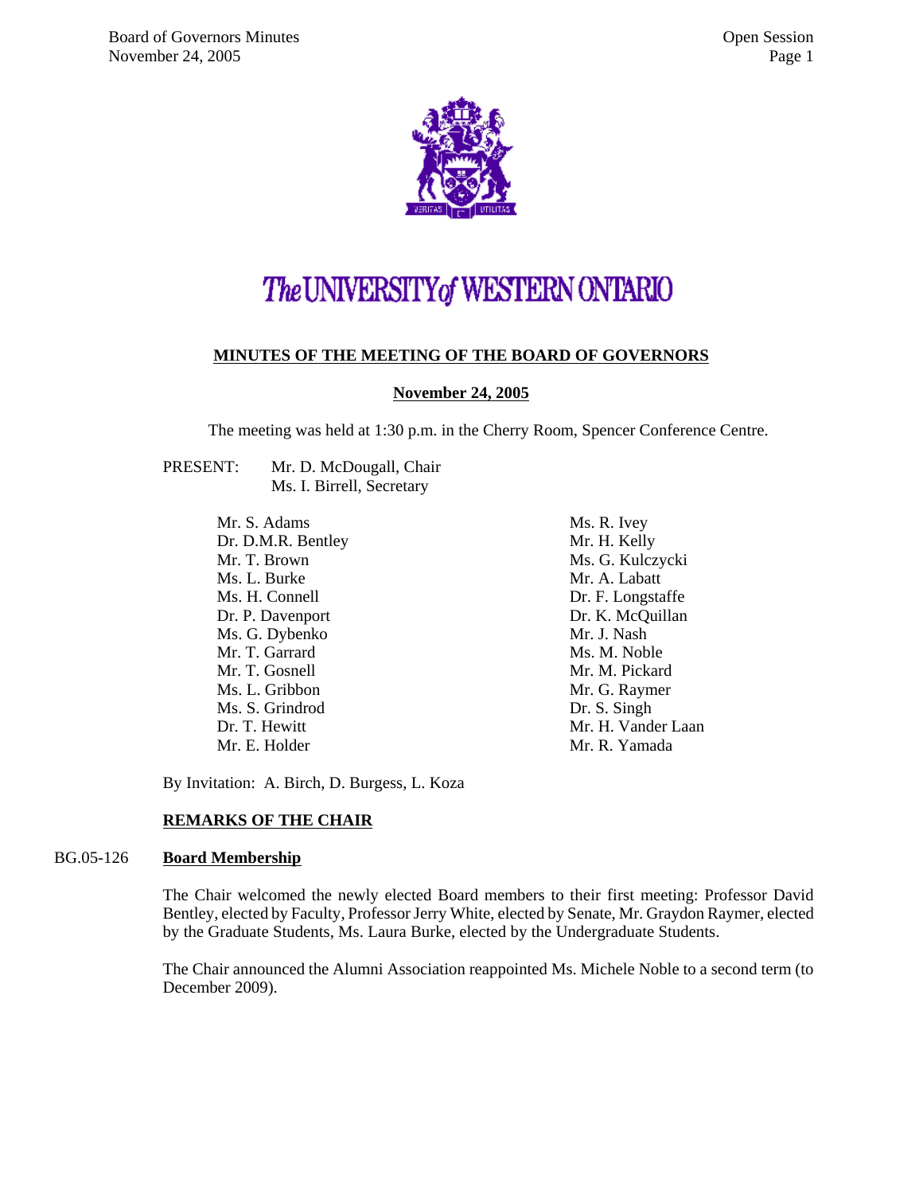# The UNIVERSITY of WESTERN ONTARIO

## MINUTES OF THE MEETING OF THE BOARD OF GOVERNORS

### November 24, 2005

The meeting was held at 1:30 p.m. in the Cherry Room, Spencer Conference Centre.

PRESENT: Mr. D. McDougall, Chair
Ms. I. Birrell, Secretary

Mr. S. Adams
Dr. D.M.R. Bentley
Mr. T. Brown
Ms. L. Burke
Ms. H. Connell
Dr. P. Davenport
Ms. G. Dybenko
Mr. T. Garrard
Mr. T. Gosnell
Ms. L. Gribbon
Ms. S. Grindrod
Dr. T. Hewitt
Mr. E. Holder
Ms. R. Ivey
Mr. H. Kelly
Ms. G. Kulczycki
Mr. A. Labatt
Dr. F. Longstaffe
Dr. K. McQuillan
Mr. J. Nash
Ms. M. Noble
Mr. M. Pickard
Mr. G. Raymer
Dr. S. Singh
Mr. H. Vander Laan
Mr. R. Yamada

By Invitation: A. Birch, D. Burgess, L. Koza

## REMARKS OF THE CHAIR

### BG.05-126 Board Membership

The Chair welcomed the newly elected Board members to their first meeting: Professor David Bentley, elected by Faculty, Professor Jerry White, elected by Senate, Mr. Graydon Raymer, elected by the Graduate Students, Ms. Laura Burke, elected by the Undergraduate Students.

The Chair announced the Alumni Association reappointed Ms. Michele Noble to a second term (to December 2009).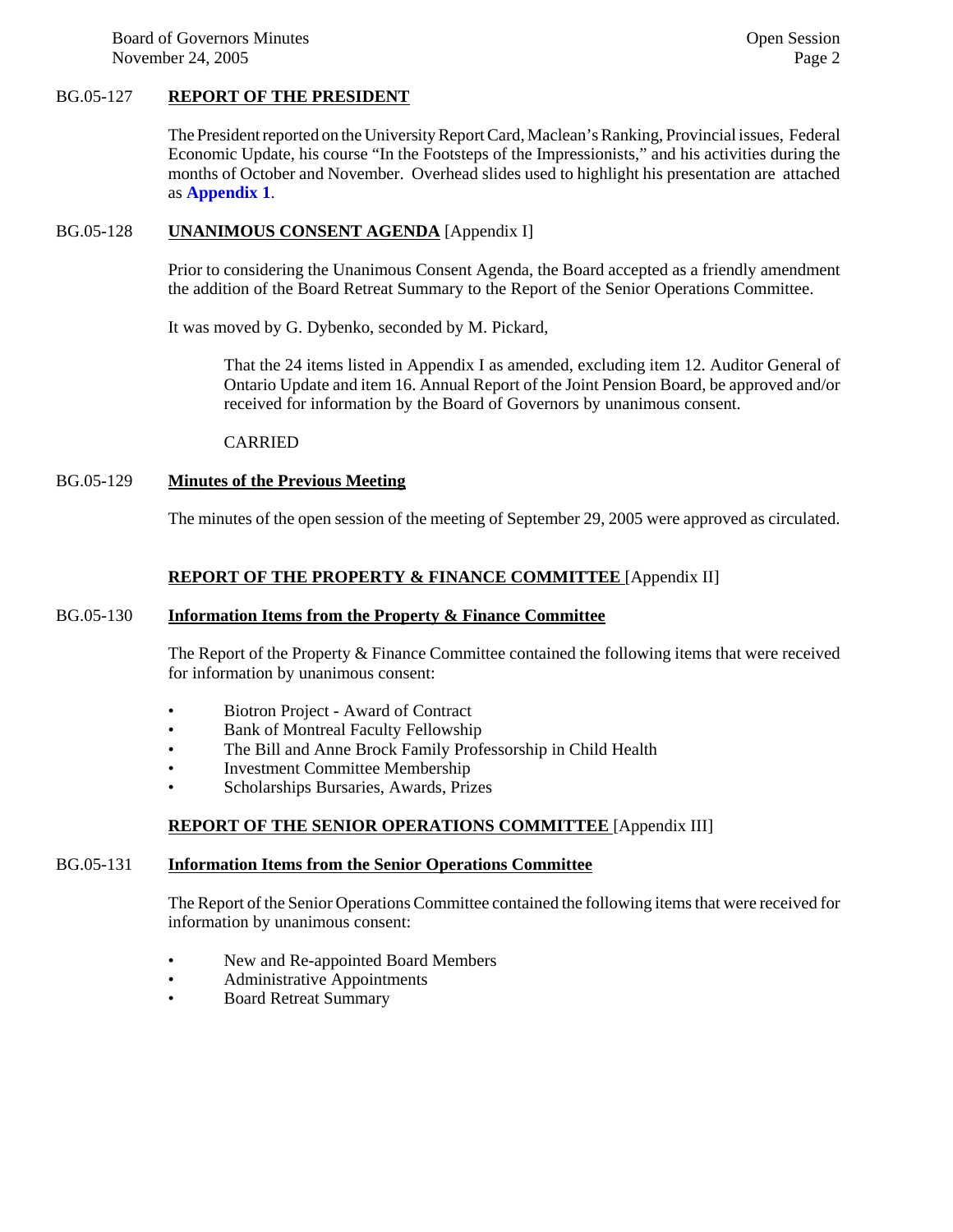**BG.05-127 REPORT OF THE PRESIDENT**

The President reported on the University Report Card, Maclean's Ranking, Provincial issues, Federal Economic Update, his course "In the Footsteps of the Impressionists," and his activities during the months of October and November. Overhead slides used to highlight his presentation are attached as **Appendix 1**.

**BG.05-128 UNANIMOUS CONSENT AGENDA** [Appendix I]

Prior to considering the Unanimous Consent Agenda, the Board accepted as a friendly amendment the addition of the Board Retreat Summary to the Report of the Senior Operations Committee.

It was moved by G. Dybenko, seconded by M. Pickard,

> That the 24 items listed in Appendix I as amended, excluding item 12. Auditor General of Ontario Update and item 16. Annual Report of the Joint Pension Board, be approved and/or received for information by the Board of Governors by unanimous consent.
>
> CARRIED

**BG.05-129 Minutes of the Previous Meeting**

The minutes of the open session of the meeting of September 29, 2005 were approved as circulated.

**REPORT OF THE PROPERTY & FINANCE COMMITTEE** [Appendix II]

**BG.05-130 Information Items from the Property & Finance Committee**

The Report of the Property & Finance Committee contained the following items that were received for information by unanimous consent:

- Biotron Project - Award of Contract
- Bank of Montreal Faculty Fellowship
- The Bill and Anne Brock Family Professorship in Child Health
- Investment Committee Membership
- Scholarships Bursaries, Awards, Prizes

**REPORT OF THE SENIOR OPERATIONS COMMITTEE** [Appendix III]

**BG.05-131 Information Items from the Senior Operations Committee**

The Report of the Senior Operations Committee contained the following items that were received for information by unanimous consent:

- New and Re-appointed Board Members
- Administrative Appointments
- Board Retreat Summary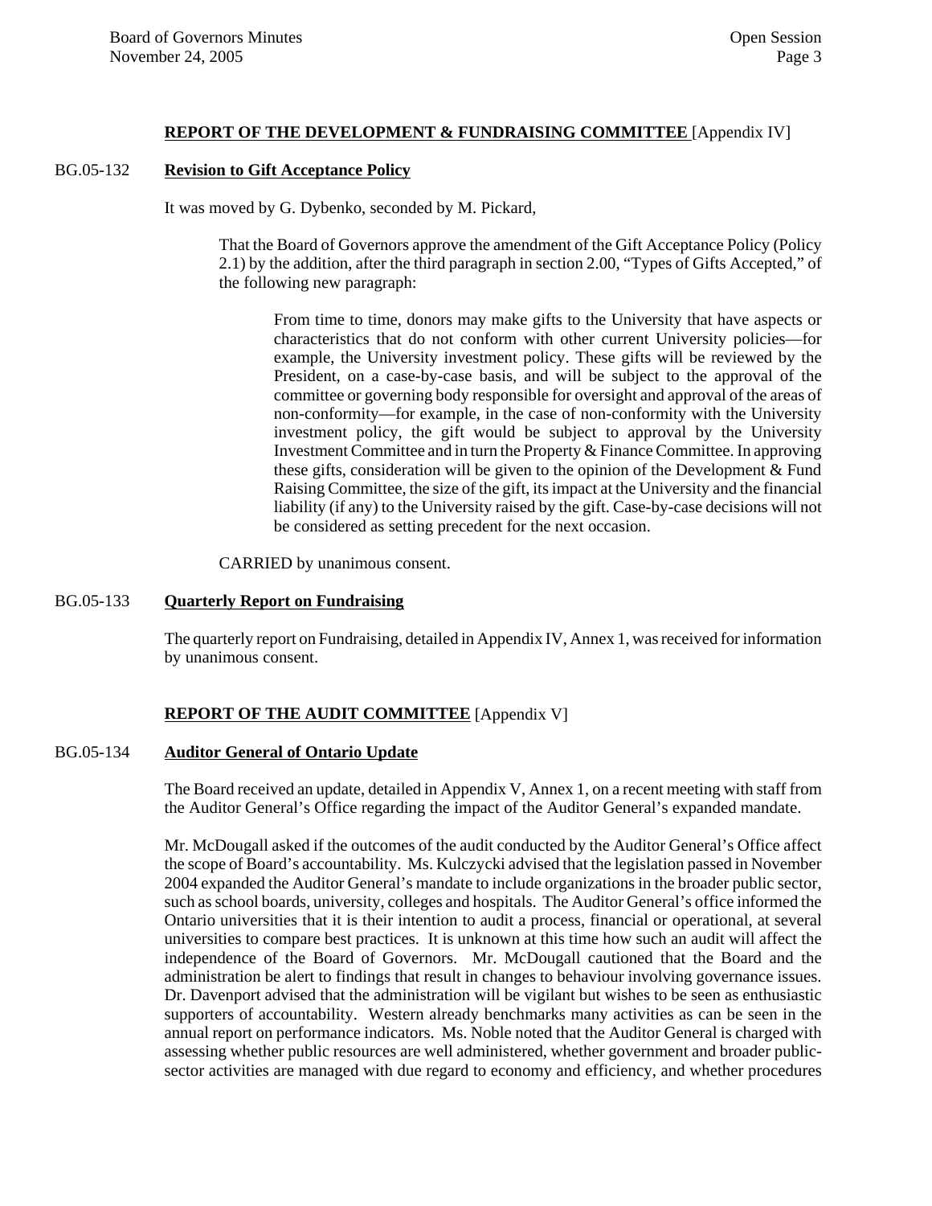## REPORT OF THE DEVELOPMENT & FUNDRAISING COMMITTEE [Appendix IV]

BG.05-132 **Revision to Gift Acceptance Policy**

It was moved by G. Dybenko, seconded by M. Pickard,

> That the Board of Governors approve the amendment of the Gift Acceptance Policy (Policy 2.1) by the addition, after the third paragraph in section 2.00, "Types of Gifts Accepted," of the following new paragraph:
>
> > From time to time, donors may make gifts to the University that have aspects or characteristics that do not conform with other current University policies—for example, the University investment policy. These gifts will be reviewed by the President, on a case-by-case basis, and will be subject to the approval of the committee or governing body responsible for oversight and approval of the areas of non-conformity—for example, in the case of non-conformity with the University investment policy, the gift would be subject to approval by the University Investment Committee and in turn the Property & Finance Committee. In approving these gifts, consideration will be given to the opinion of the Development & Fund Raising Committee, the size of the gift, its impact at the University and the financial liability (if any) to the University raised by the gift. Case-by-case decisions will not be considered as setting precedent for the next occasion.
>
> CARRIED by unanimous consent.

BG.05-133 **Quarterly Report on Fundraising**

The quarterly report on Fundraising, detailed in Appendix IV, Annex 1, was received for information by unanimous consent.

## REPORT OF THE AUDIT COMMITTEE [Appendix V]

BG.05-134 **Auditor General of Ontario Update**

The Board received an update, detailed in Appendix V, Annex 1, on a recent meeting with staff from the Auditor General's Office regarding the impact of the Auditor General's expanded mandate.

Mr. McDougall asked if the outcomes of the audit conducted by the Auditor General's Office affect the scope of Board's accountability. Ms. Kulczycki advised that the legislation passed in November 2004 expanded the Auditor General's mandate to include organizations in the broader public sector, such as school boards, university, colleges and hospitals. The Auditor General's office informed the Ontario universities that it is their intention to audit a process, financial or operational, at several universities to compare best practices. It is unknown at this time how such an audit will affect the independence of the Board of Governors. Mr. McDougall cautioned that the Board and the administration be alert to findings that result in changes to behaviour involving governance issues. Dr. Davenport advised that the administration will be vigilant but wishes to be seen as enthusiastic supporters of accountability. Western already benchmarks many activities as can be seen in the annual report on performance indicators. Ms. Noble noted that the Auditor General is charged with assessing whether public resources are well administered, whether government and broader public-sector activities are managed with due regard to economy and efficiency, and whether procedures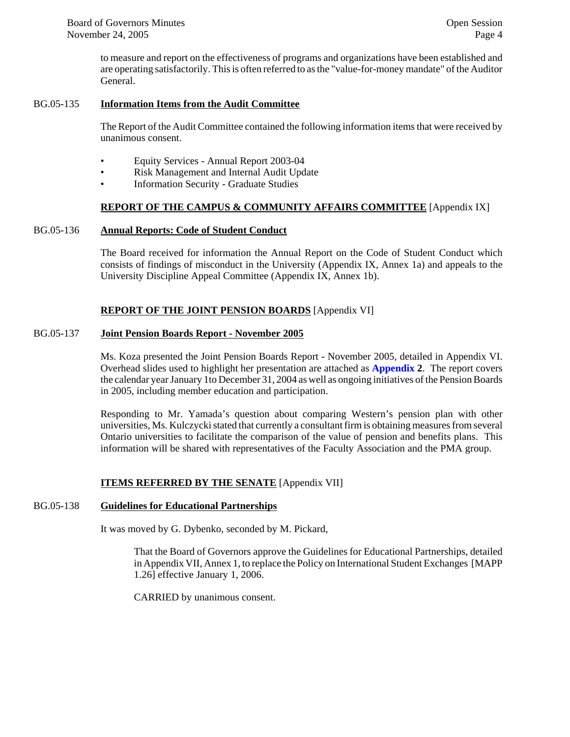to measure and report on the effectiveness of programs and organizations have been established and are operating satisfactorily. This is often referred to as the "value-for-money mandate" of the Auditor General.

BG.05-135 **Information Items from the Audit Committee**

The Report of the Audit Committee contained the following information items that were received by unanimous consent.

- Equity Services - Annual Report 2003-04
- Risk Management and Internal Audit Update
- Information Security - Graduate Studies

**REPORT OF THE CAMPUS & COMMUNITY AFFAIRS COMMITTEE** [Appendix IX]

BG.05-136 **Annual Reports: Code of Student Conduct**

The Board received for information the Annual Report on the Code of Student Conduct which consists of findings of misconduct in the University (Appendix IX, Annex 1a) and appeals to the University Discipline Appeal Committee (Appendix IX, Annex 1b).

**REPORT OF THE JOINT PENSION BOARDS** [Appendix VI]

BG.05-137 **Joint Pension Boards Report - November 2005**

Ms. Koza presented the Joint Pension Boards Report - November 2005, detailed in Appendix VI. Overhead slides used to highlight her presentation are attached as **Appendix 2**. The report covers the calendar year January 1to December 31, 2004 as well as ongoing initiatives of the Pension Boards in 2005, including member education and participation.

Responding to Mr. Yamada's question about comparing Western's pension plan with other universities, Ms. Kulczycki stated that currently a consultant firm is obtaining measures from several Ontario universities to facilitate the comparison of the value of pension and benefits plans. This information will be shared with representatives of the Faculty Association and the PMA group.

**ITEMS REFERRED BY THE SENATE** [Appendix VII]

BG.05-138 **Guidelines for Educational Partnerships**

It was moved by G. Dybenko, seconded by M. Pickard,

> That the Board of Governors approve the Guidelines for Educational Partnerships, detailed in Appendix VII, Annex 1, to replace the Policy on International Student Exchanges [MAPP 1.26] effective January 1, 2006.
>
> CARRIED by unanimous consent.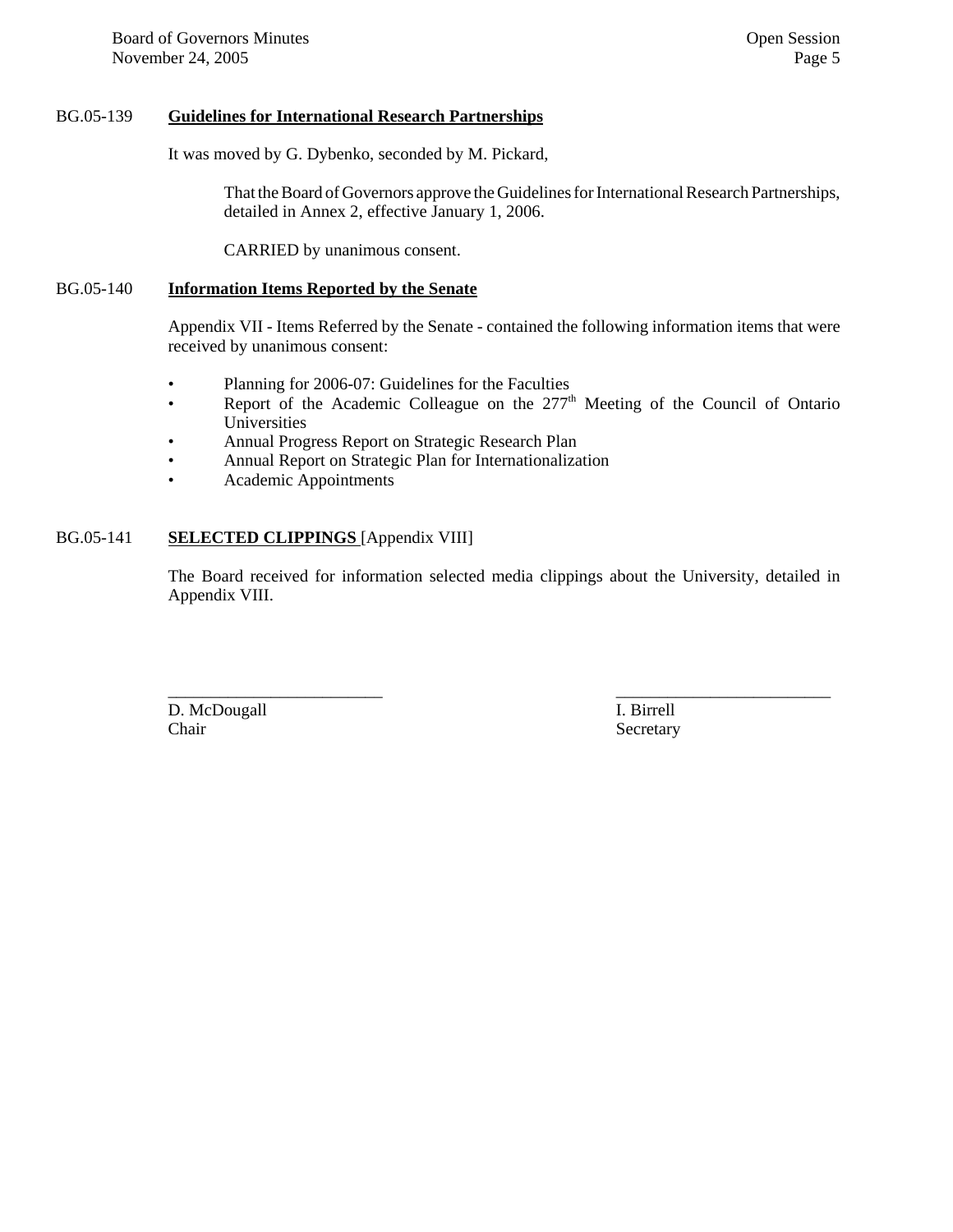BG.05-139 **Guidelines for International Research Partnerships**

It was moved by G. Dybenko, seconded by M. Pickard,

> That the Board of Governors approve the Guidelines for International Research Partnerships, detailed in Annex 2, effective January 1, 2006.
>
> CARRIED by unanimous consent.

BG.05-140 **Information Items Reported by the Senate**

Appendix VII - Items Referred by the Senate - contained the following information items that were received by unanimous consent:

- Planning for 2006-07: Guidelines for the Faculties
- Report of the Academic Colleague on the 277th Meeting of the Council of Ontario Universities
- Annual Progress Report on Strategic Research Plan
- Annual Report on Strategic Plan for Internationalization
- Academic Appointments

BG.05-141 **SELECTED CLIPPINGS** [Appendix VIII]

The Board received for information selected media clippings about the University, detailed in Appendix VIII.

_________________________ _________________________

D. McDougall
Chair

I. Birrell
Secretary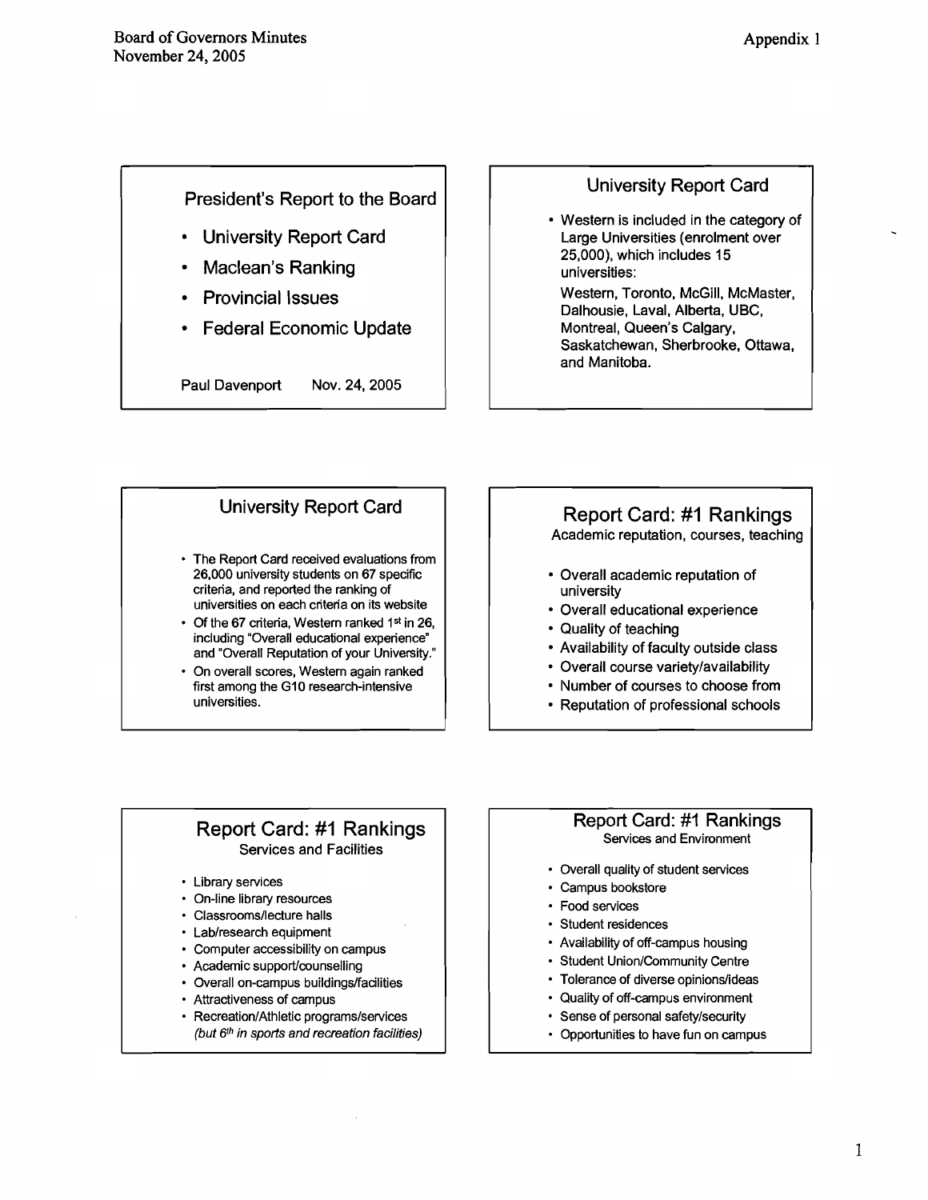Board of Governors Minutes
November 24, 2005

Appendix 1

## President's Report to the Board

- University Report Card
- Maclean's Ranking
- Provincial Issues
- Federal Economic Update

Paul Davenport Nov. 24, 2005

## University Report Card

- Western is included in the category of Large Universities (enrolment over 25,000), which includes 15 universities:

  Western, Toronto, McGill, McMaster, Dalhousie, Laval, Alberta, UBC, Montreal, Queen's Calgary, Saskatchewan, Sherbrooke, Ottawa, and Manitoba.

## University Report Card

- The Report Card received evaluations from 26,000 university students on 67 specific criteria, and reported the ranking of universities on each criteria on its website
- Of the 67 criteria, Western ranked 1st in 26, including "Overall educational experience" and "Overall Reputation of your University."
- On overall scores, Western again ranked first among the G10 research-intensive universities.

## Report Card: #1 Rankings

Academic reputation, courses, teaching

- Overall academic reputation of university
- Overall educational experience
- Quality of teaching
- Availability of faculty outside class
- Overall course variety/availability
- Number of courses to choose from
- Reputation of professional schools

## Report Card: #1 Rankings

Services and Facilities

- Library services
- On-line library resources
- Classrooms/lecture halls
- Lab/research equipment
- Computer accessibility on campus
- Academic support/counselling
- Overall on-campus buildings/facilities
- Attractiveness of campus
- Recreation/Athletic programs/services
  *(but 6th in sports and recreation facilities)*

## Report Card: #1 Rankings

Services and Environment

- Overall quality of student services
- Campus bookstore
- Food services
- Student residences
- Availability of off-campus housing
- Student Union/Community Centre
- Tolerance of diverse opinions/ideas
- Quality of off-campus environment
- Sense of personal safety/security
- Opportunities to have fun on campus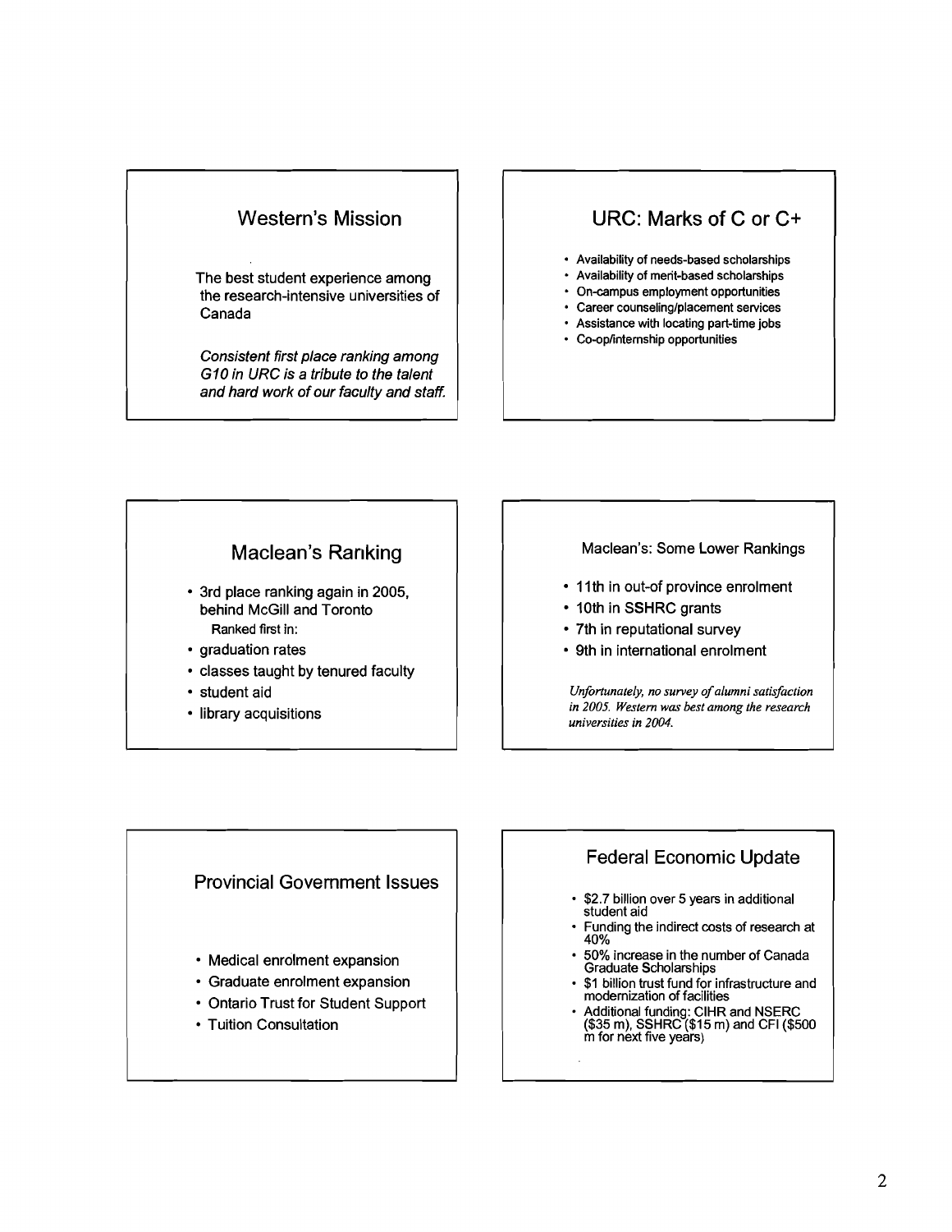## Western's Mission

The best student experience among the research-intensive universities of Canada

*Consistent first place ranking among G10 in URC is a tribute to the talent and hard work of our faculty and staff.*

## URC: Marks of C or C+

- Availability of needs-based scholarships
- Availability of merit-based scholarships
- On-campus employment opportunities
- Career counseling/placement services
- Assistance with locating part-time jobs
- Co-op/internship opportunities

## Maclean's Ranking

- 3rd place ranking again in 2005, behind McGill and Toronto

  Ranked first in:
- graduation rates
- classes taught by tenured faculty
- student aid
- library acquisitions

## Maclean's: Some Lower Rankings

- 11th in out-of province enrolment
- 10th in SSHRC grants
- 7th in reputational survey
- 9th in international enrolment

*Unfortunately, no survey of alumni satisfaction in 2005. Western was best among the research universities in 2004.*

## Provincial Government Issues

- Medical enrolment expansion
- Graduate enrolment expansion
- Ontario Trust for Student Support
- Tuition Consultation

## Federal Economic Update

- $2.7 billion over 5 years in additional student aid
- Funding the indirect costs of research at 40%
- 50% increase in the number of Canada Graduate Scholarships
- $1 billion trust fund for infrastructure and modernization of facilities
- Additional funding: CIHR and NSERC ($35 m), SSHRC ($15 m) and CFI ($500 m for next five years)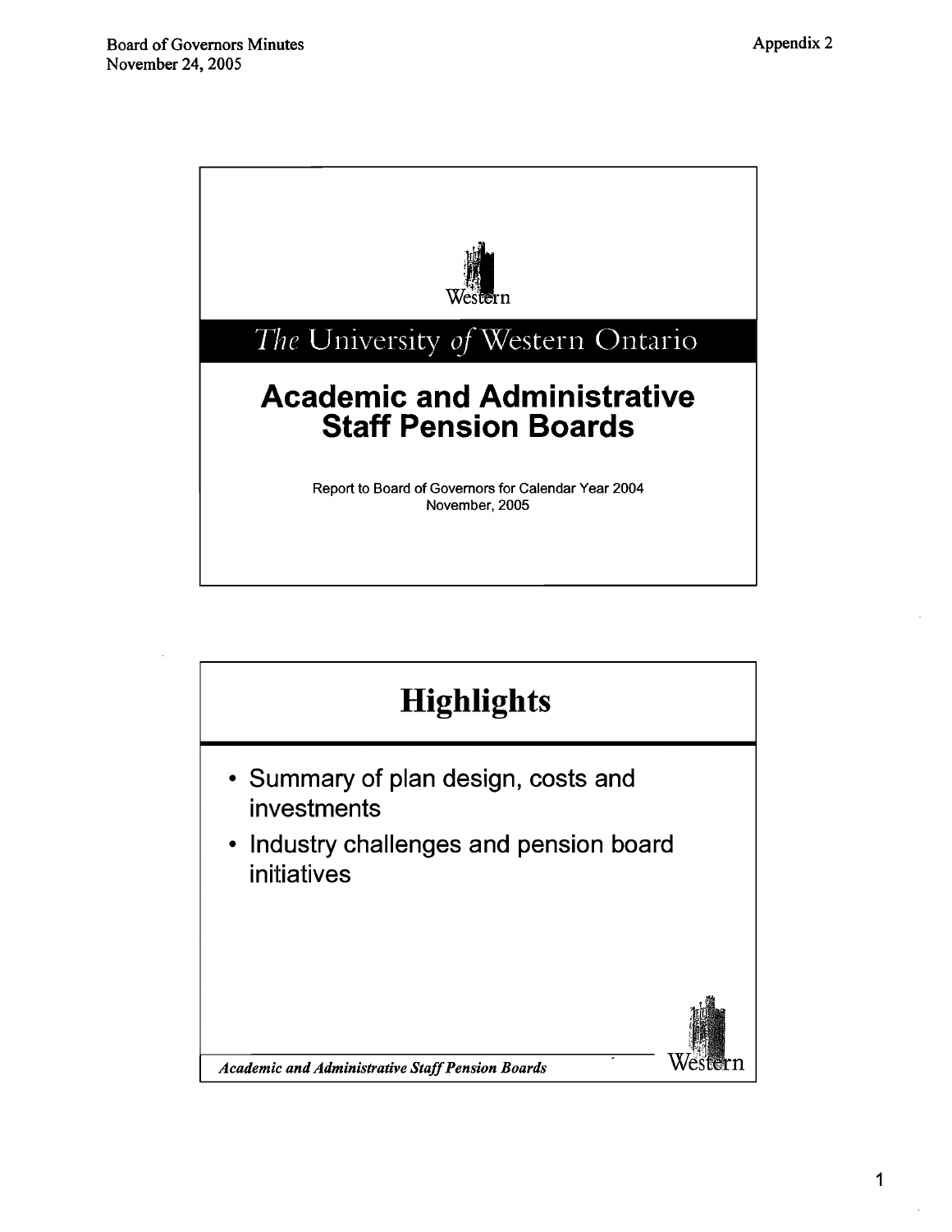Western

# The University of Western Ontario

## Academic and Administrative Staff Pension Boards

Report to Board of Governors for Calendar Year 2004
November, 2005

## Highlights

- Summary of plan design, costs and investments
- Industry challenges and pension board initiatives

*Academic and Administrative Staff Pension Boards*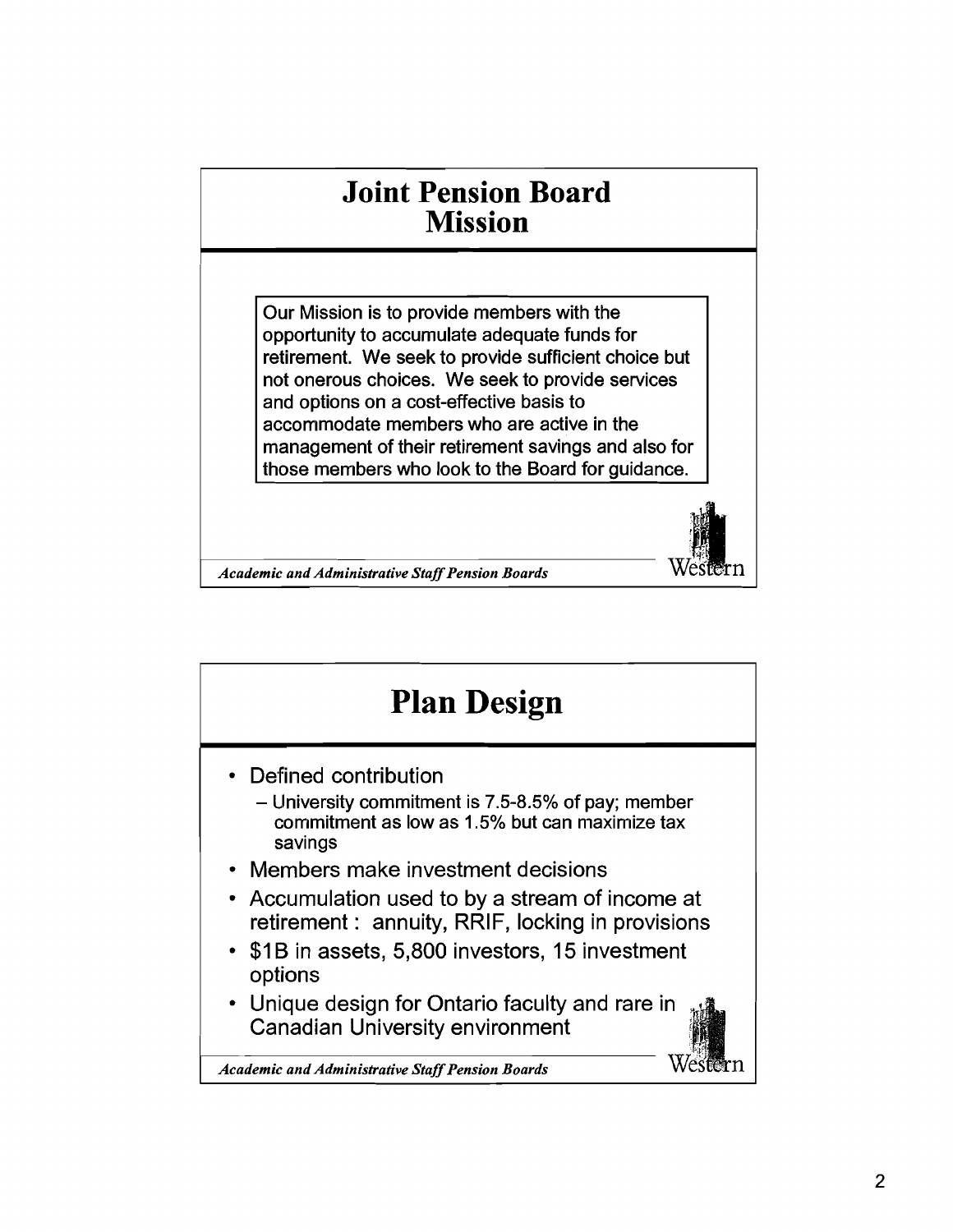# Joint Pension Board Mission

Our Mission is to provide members with the opportunity to accumulate adequate funds for retirement. We seek to provide sufficient choice but not onerous choices. We seek to provide services and options on a cost-effective basis to accommodate members who are active in the management of their retirement savings and also for those members who look to the Board for guidance.

*Academic and Administrative Staff Pension Boards*

Western

# Plan Design

- Defined contribution
  - University commitment is 7.5-8.5% of pay; member commitment as low as 1.5% but can maximize tax savings
- Members make investment decisions
- Accumulation used to by a stream of income at retirement : annuity, RRIF, locking in provisions
- $1B in assets, 5,800 investors, 15 investment options
- Unique design for Ontario faculty and rare in Canadian University environment

*Academic and Administrative Staff Pension Boards*

Western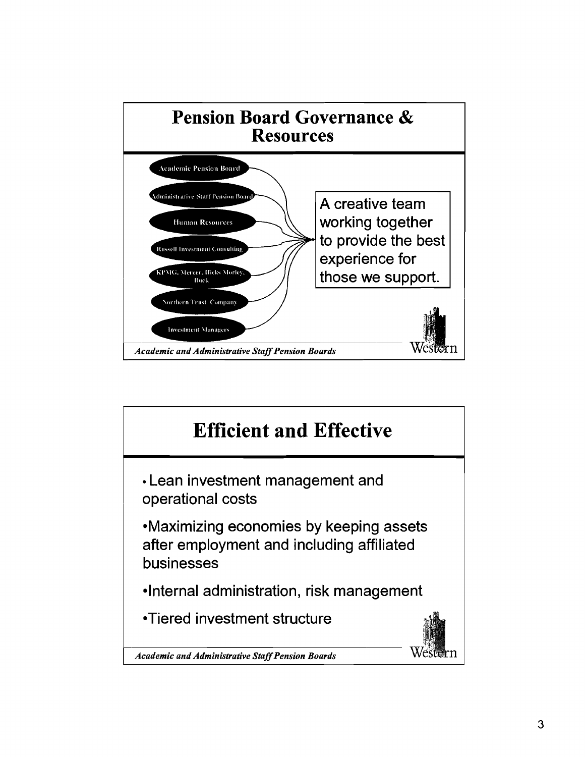## Pension Board Governance & Resources

- Academic Pension Board
- Administrative Staff Pension Board
- Human Resources
- Russell Investment Consulting
- KPMG, Mercer, Hicks Morley, Buck
- Northern Trust Company
- Investment Managers

A creative team working together to provide the best experience for those we support.

*Academic and Administrative Staff Pension Boards*

## Efficient and Effective

- Lean investment management and operational costs
- Maximizing economies by keeping assets after employment and including affiliated businesses
- Internal administration, risk management
- Tiered investment structure

*Academic and Administrative Staff Pension Boards*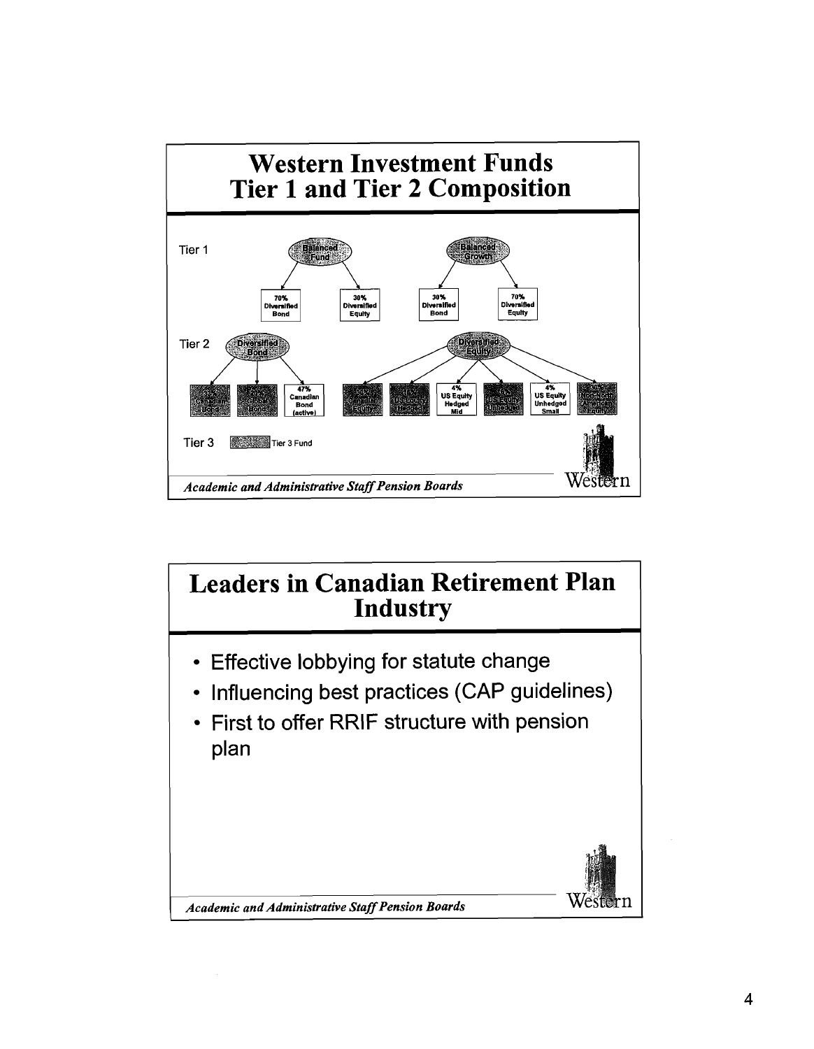# Western Investment Funds
# Tier 1 and Tier 2 Composition

Tier 1

- Balanced Fund
  - 70% Diversified Bond
  - 30% Diversified Equity
- Balanced Growth
  - 30% Diversified Bond
  - 70% Diversified Equity

Tier 2

- Diversified Bond
  - Canadian Bond
  - Global Bond
  - 47% Canadian Bond (active)
- Diversified Equity
  - Canadian Equity
  - US Equity Hedged
  - 4% US Equity Hedged Mid
  - US Equity Unhedged
  - 4% US Equity Unhedged Small
  - Non-North American Equity

Tier 3 — Tier 3 Fund

*Academic and Administrative Staff Pension Boards*

Western

# Leaders in Canadian Retirement Plan Industry

- Effective lobbying for statute change
- Influencing best practices (CAP guidelines)
- First to offer RRIF structure with pension plan

*Academic and Administrative Staff Pension Boards*

Western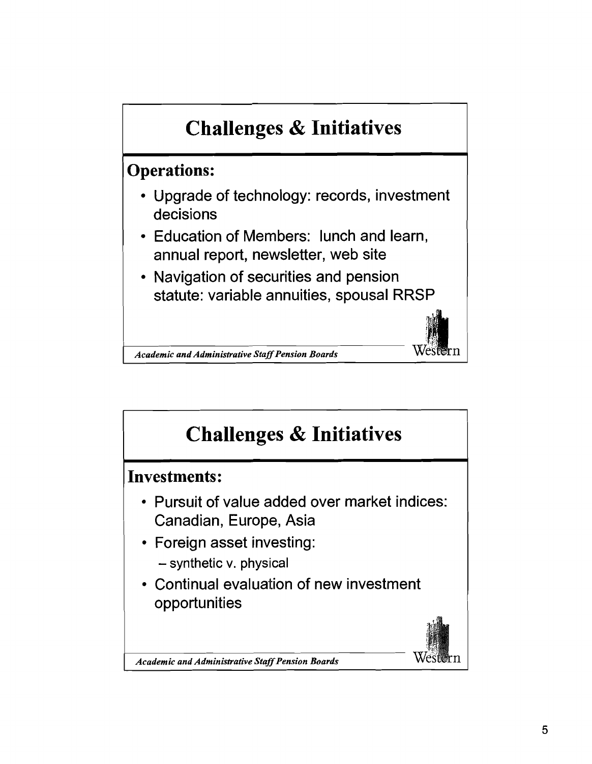## Challenges & Initiatives

**Operations:**

- Upgrade of technology: records, investment decisions
- Education of Members: lunch and learn, annual report, newsletter, web site
- Navigation of securities and pension statute: variable annuities, spousal RRSP

*Academic and Administrative Staff Pension Boards*

## Challenges & Initiatives

**Investments:**

- Pursuit of value added over market indices: Canadian, Europe, Asia
- Foreign asset investing:
  - synthetic v. physical
- Continual evaluation of new investment opportunities

*Academic and Administrative Staff Pension Boards*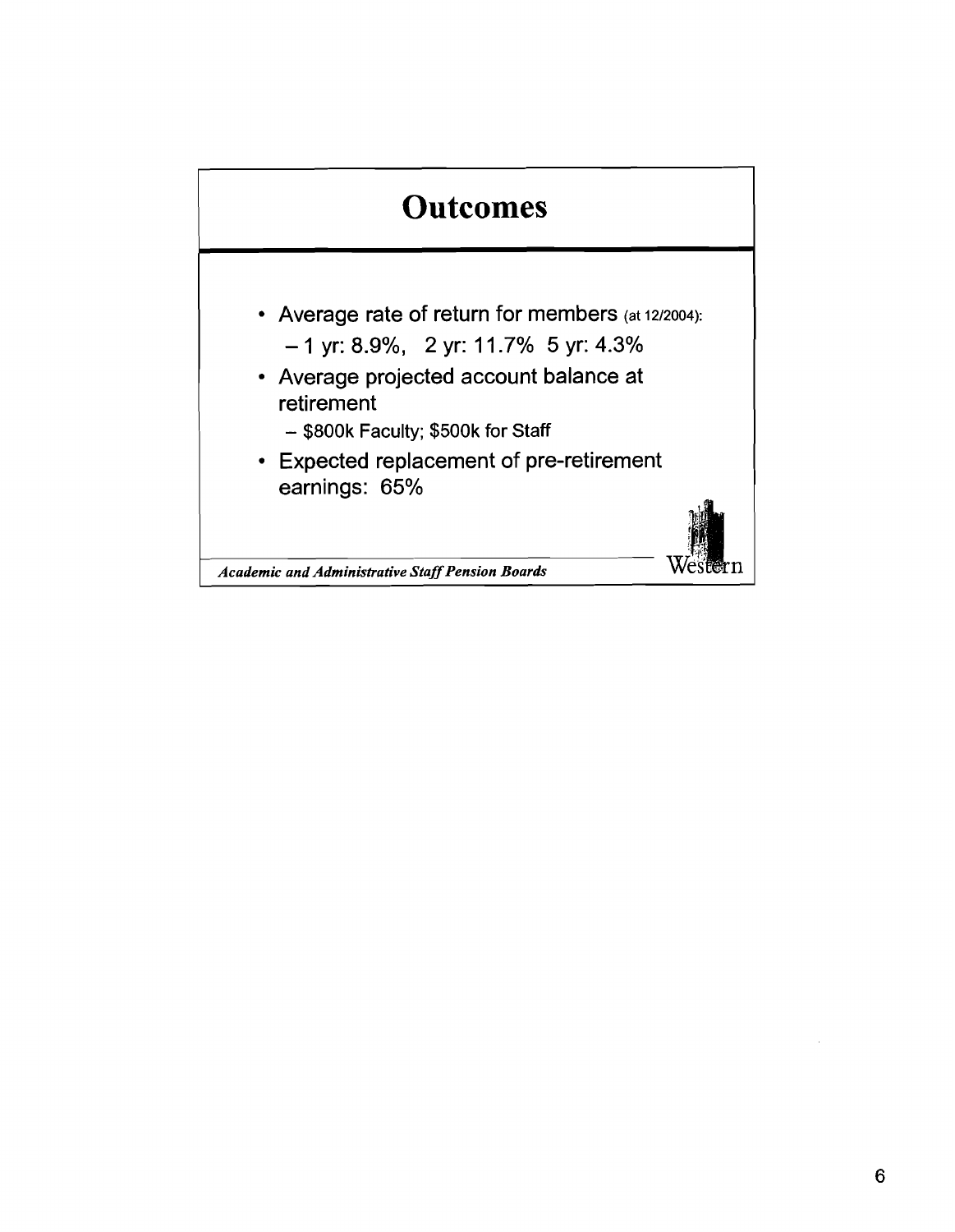# Outcomes

- Average rate of return for members (at 12/2004):
  - 1 yr: 8.9%, 2 yr: 11.7% 5 yr: 4.3%
- Average projected account balance at retirement
  - $800k Faculty; $500k for Staff
- Expected replacement of pre-retirement earnings: 65%

*Academic and Administrative Staff Pension Boards*

Western